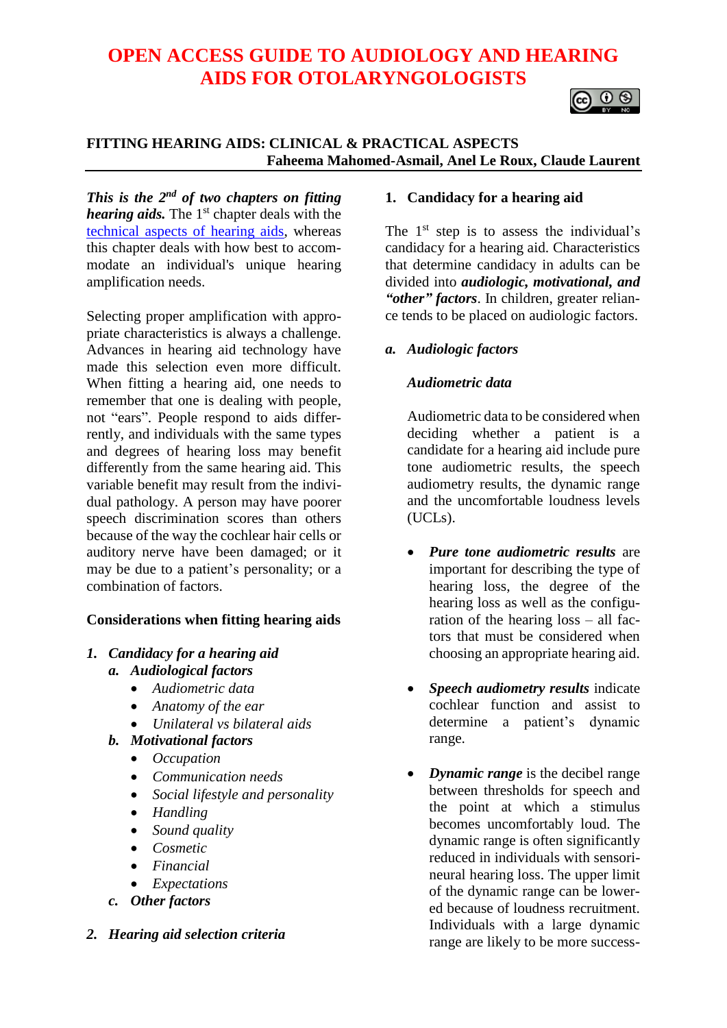# OPEN ACCESS GUIDE TO AUDIOLOGY AND HEARING AIDS FOR OTOLARYNGOLOGISTS

## FITTING HEARING AIDS: CLINICAL & PRACTICAL ASPECTS

**Faheema Mahomed-Asmail, Anel Le Roux, Claude Laurent**

***This is the 2nd of two chapters on fitting hearing aids.*** The 1st chapter deals with the technical aspects of hearing aids, whereas this chapter deals with how best to accommodate an individual's unique hearing amplification needs.

Selecting proper amplification with appropriate characteristics is always a challenge. Advances in hearing aid technology have made this selection even more difficult. When fitting a hearing aid, one needs to remember that one is dealing with people, not "ears". People respond to aids differently, and individuals with the same types and degrees of hearing loss may benefit differently from the same hearing aid. This variable benefit may result from the individual pathology. A person may have poorer speech discrimination scores than others because of the way the cochlear hair cells or auditory nerve have been damaged; or it may be due to a patient's personality; or a combination of factors.

### Considerations when fitting hearing aids

1. ***Candidacy for a hearing aid***
   a. ***Audiological factors***
      - *Audiometric data*
      - *Anatomy of the ear*
      - *Unilateral vs bilateral aids*
   
   b. ***Motivational factors***
      - *Occupation*
      - *Communication needs*
      - *Social lifestyle and personality*
      - *Handling*
      - *Sound quality*
      - *Cosmetic*
      - *Financial*
      - *Expectations*
   
   c. ***Other factors***
2. ***Hearing aid selection criteria***

### 1. Candidacy for a hearing aid

The 1st step is to assess the individual's candidacy for a hearing aid. Characteristics that determine candidacy in adults can be divided into ***audiologic, motivational, and "other" factors***. In children, greater reliance tends to be placed on audiologic factors.

#### a. Audiologic factors

##### Audiometric data

Audiometric data to be considered when deciding whether a patient is a candidate for a hearing aid include pure tone audiometric results, the speech audiometry results, the dynamic range and the uncomfortable loudness levels (UCLs).

- ***Pure tone audiometric results*** are important for describing the type of hearing loss, the degree of the hearing loss as well as the configuration of the hearing loss – all factors that must be considered when choosing an appropriate hearing aid.

- ***Speech audiometry results*** indicate cochlear function and assist to determine a patient's dynamic range.

- ***Dynamic range*** is the decibel range between thresholds for speech and the point at which a stimulus becomes uncomfortably loud. The dynamic range is often significantly reduced in individuals with sensorineural hearing loss. The upper limit of the dynamic range can be lowered because of loudness recruitment. Individuals with a large dynamic range are likely to be more success-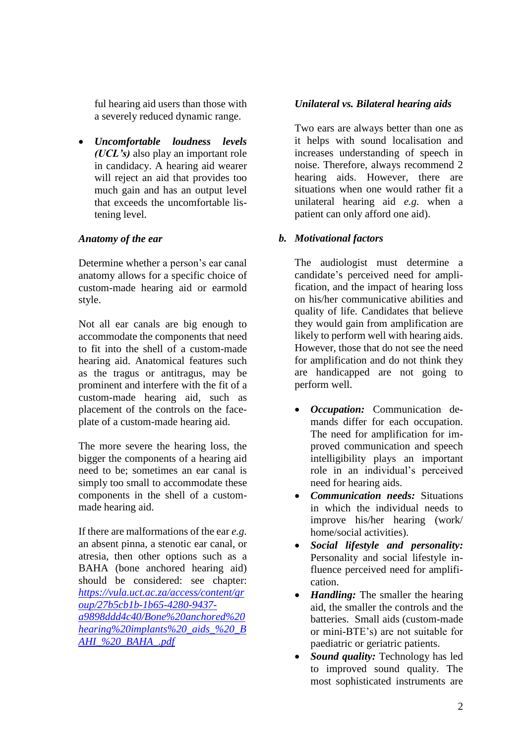ful hearing aid users than those with a severely reduced dynamic range.

- ***Uncomfortable loudness levels (UCL's)*** also play an important role in candidacy. A hearing aid wearer will reject an aid that provides too much gain and has an output level that exceeds the uncomfortable listening level.

### *Anatomy of the ear*

Determine whether a person's ear canal anatomy allows for a specific choice of custom-made hearing aid or earmold style.

Not all ear canals are big enough to accommodate the components that need to fit into the shell of a custom-made hearing aid. Anatomical features such as the tragus or antitragus, may be prominent and interfere with the fit of a custom-made hearing aid, such as placement of the controls on the faceplate of a custom-made hearing aid.

The more severe the hearing loss, the bigger the components of a hearing aid need to be; sometimes an ear canal is simply too small to accommodate these components in the shell of a custom-made hearing aid.

If there are malformations of the ear *e.g.* an absent pinna, a stenotic ear canal, or atresia, then other options such as a BAHA (bone anchored hearing aid) should be considered: see chapter: [https://vula.uct.ac.za/access/content/group/27b5cb1b-1b65-4280-9437-a9898ddd4c40/Bone%20anchored%20hearing%20implants%20_aids_%20_BAHI_%20_BAHA_.pdf](https://vula.uct.ac.za/access/content/group/27b5cb1b-1b65-4280-9437-a9898ddd4c40/Bone%20anchored%20hearing%20implants%20_aids_%20_BAHI_%20_BAHA_.pdf)

### *Unilateral vs. Bilateral hearing aids*

Two ears are always better than one as it helps with sound localisation and increases understanding of speech in noise. Therefore, always recommend 2 hearing aids. However, there are situations when one would rather fit a unilateral hearing aid *e.g.* when a patient can only afford one aid).

## b. *Motivational factors*

The audiologist must determine a candidate's perceived need for amplification, and the impact of hearing loss on his/her communicative abilities and quality of life. Candidates that believe they would gain from amplification are likely to perform well with hearing aids. However, those that do not see the need for amplification and do not think they are handicapped are not going to perform well.

- ***Occupation:*** Communication demands differ for each occupation. The need for amplification for improved communication and speech intelligibility plays an important role in an individual's perceived need for hearing aids.
- ***Communication needs:*** Situations in which the individual needs to improve his/her hearing (work/ home/social activities).
- ***Social lifestyle and personality:*** Personality and social lifestyle influence perceived need for amplification.
- ***Handling:*** The smaller the hearing aid, the smaller the controls and the batteries. Small aids (custom-made or mini-BTE's) are not suitable for paediatric or geriatric patients.
- ***Sound quality:*** Technology has led to improved sound quality. The most sophisticated instruments are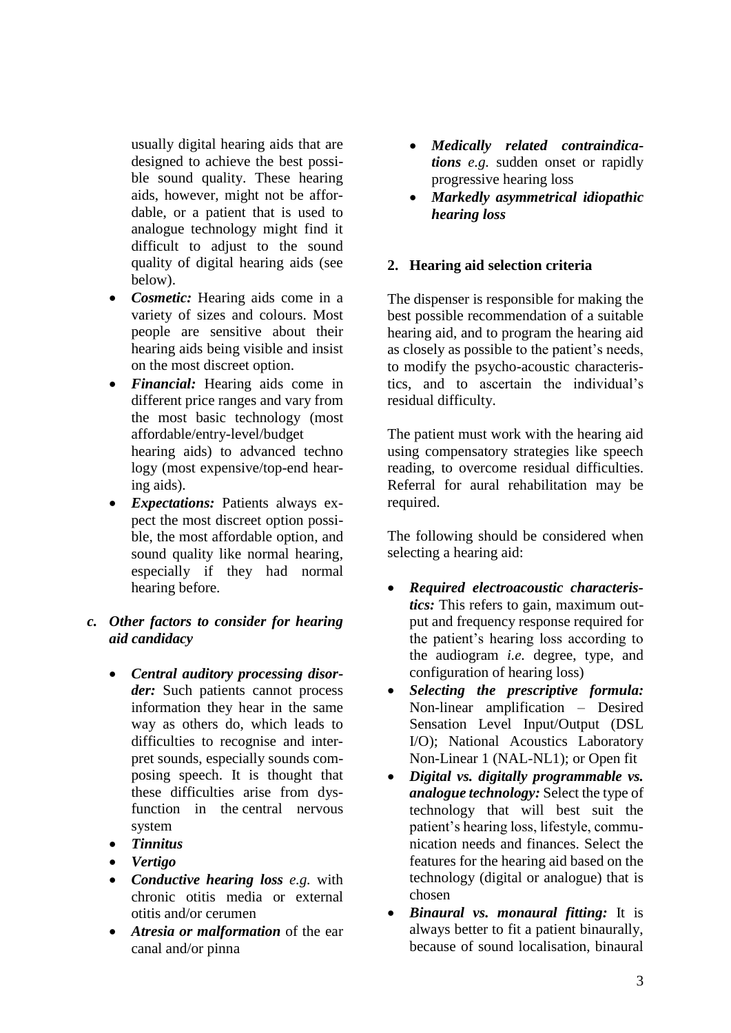usually digital hearing aids that are designed to achieve the best possible sound quality. These hearing aids, however, might not be affordable, or a patient that is used to analogue technology might find it difficult to adjust to the sound quality of digital hearing aids (see below).

- ***Cosmetic:*** Hearing aids come in a variety of sizes and colours. Most people are sensitive about their hearing aids being visible and insist on the most discreet option.
- ***Financial:*** Hearing aids come in different price ranges and vary from the most basic technology (most affordable/entry-level/budget hearing aids) to advanced techno logy (most expensive/top-end hearing aids).
- ***Expectations:*** Patients always expect the most discreet option possible, the most affordable option, and sound quality like normal hearing, especially if they had normal hearing before.

### *c. Other factors to consider for hearing aid candidacy*

- ***Central auditory processing disorder:*** Such patients cannot process information they hear in the same way as others do, which leads to difficulties to recognise and interpret sounds, especially sounds composing speech. It is thought that these difficulties arise from dysfunction in the central nervous system
- ***Tinnitus***
- ***Vertigo***
- ***Conductive hearing loss*** *e.g.* with chronic otitis media or external otitis and/or cerumen
- ***Atresia or malformation*** of the ear canal and/or pinna
- ***Medically related contraindications*** *e.g.* sudden onset or rapidly progressive hearing loss
- ***Markedly asymmetrical idiopathic hearing loss***

## 2. Hearing aid selection criteria

The dispenser is responsible for making the best possible recommendation of a suitable hearing aid, and to program the hearing aid as closely as possible to the patient's needs, to modify the psycho-acoustic characteristics, and to ascertain the individual's residual difficulty.

The patient must work with the hearing aid using compensatory strategies like speech reading, to overcome residual difficulties. Referral for aural rehabilitation may be required.

The following should be considered when selecting a hearing aid:

- ***Required electroacoustic characteristics:*** This refers to gain, maximum output and frequency response required for the patient's hearing loss according to the audiogram *i.e.* degree, type, and configuration of hearing loss)
- ***Selecting the prescriptive formula:*** Non-linear amplification – Desired Sensation Level Input/Output (DSL I/O); National Acoustics Laboratory Non-Linear 1 (NAL-NL1); or Open fit
- ***Digital vs. digitally programmable vs. analogue technology:*** Select the type of technology that will best suit the patient's hearing loss, lifestyle, communication needs and finances. Select the features for the hearing aid based on the technology (digital or analogue) that is chosen
- ***Binaural vs. monaural fitting:*** It is always better to fit a patient binaurally, because of sound localisation, binaural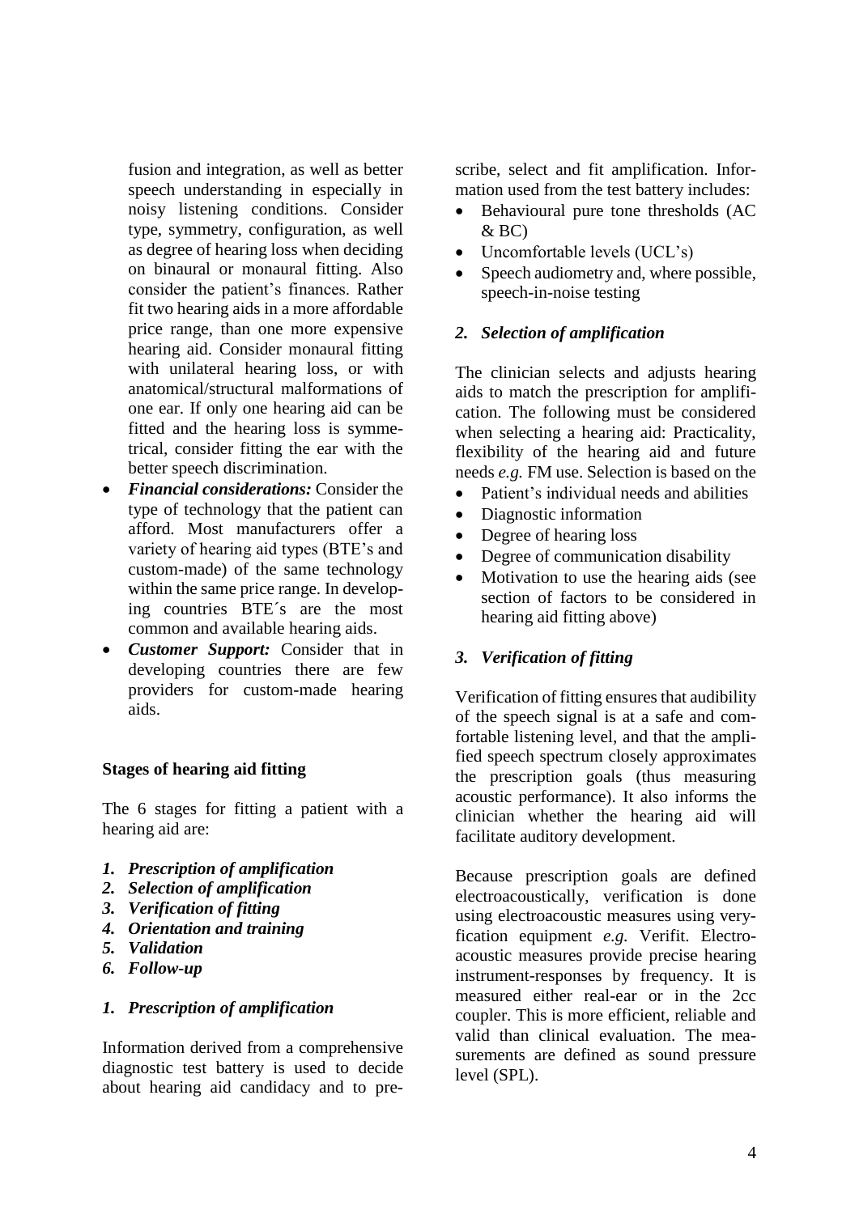fusion and integration, as well as better speech understanding in especially in noisy listening conditions. Consider type, symmetry, configuration, as well as degree of hearing loss when deciding on binaural or monaural fitting. Also consider the patient's finances. Rather fit two hearing aids in a more affordable price range, than one more expensive hearing aid. Consider monaural fitting with unilateral hearing loss, or with anatomical/structural malformations of one ear. If only one hearing aid can be fitted and the hearing loss is symmetrical, consider fitting the ear with the better speech discrimination.
- ***Financial considerations:*** Consider the type of technology that the patient can afford. Most manufacturers offer a variety of hearing aid types (BTE's and custom-made) of the same technology within the same price range. In developing countries BTE´s are the most common and available hearing aids.
- ***Customer Support:*** Consider that in developing countries there are few providers for custom-made hearing aids.

**Stages of hearing aid fitting**

The 6 stages for fitting a patient with a hearing aid are:

1. ***Prescription of amplification***
2. ***Selection of amplification***
3. ***Verification of fitting***
4. ***Orientation and training***
5. ***Validation***
6. ***Follow-up***

### *1. Prescription of amplification*

Information derived from a comprehensive diagnostic test battery is used to decide about hearing aid candidacy and to prescribe, select and fit amplification. Information used from the test battery includes:

- Behavioural pure tone thresholds (AC & BC)
- Uncomfortable levels (UCL's)
- Speech audiometry and, where possible, speech-in-noise testing

### *2. Selection of amplification*

The clinician selects and adjusts hearing aids to match the prescription for amplification. The following must be considered when selecting a hearing aid: Practicality, flexibility of the hearing aid and future needs *e.g.* FM use. Selection is based on the

- Patient's individual needs and abilities
- Diagnostic information
- Degree of hearing loss
- Degree of communication disability
- Motivation to use the hearing aids (see section of factors to be considered in hearing aid fitting above)

### *3. Verification of fitting*

Verification of fitting ensures that audibility of the speech signal is at a safe and comfortable listening level, and that the amplified speech spectrum closely approximates the prescription goals (thus measuring acoustic performance). It also informs the clinician whether the hearing aid will facilitate auditory development.

Because prescription goals are defined electroacoustically, verification is done using electroacoustic measures using veryfication equipment *e.g.* Verifit. Electroacoustic measures provide precise hearing instrument-responses by frequency. It is measured either real-ear or in the 2cc coupler. This is more efficient, reliable and valid than clinical evaluation. The measurements are defined as sound pressure level (SPL).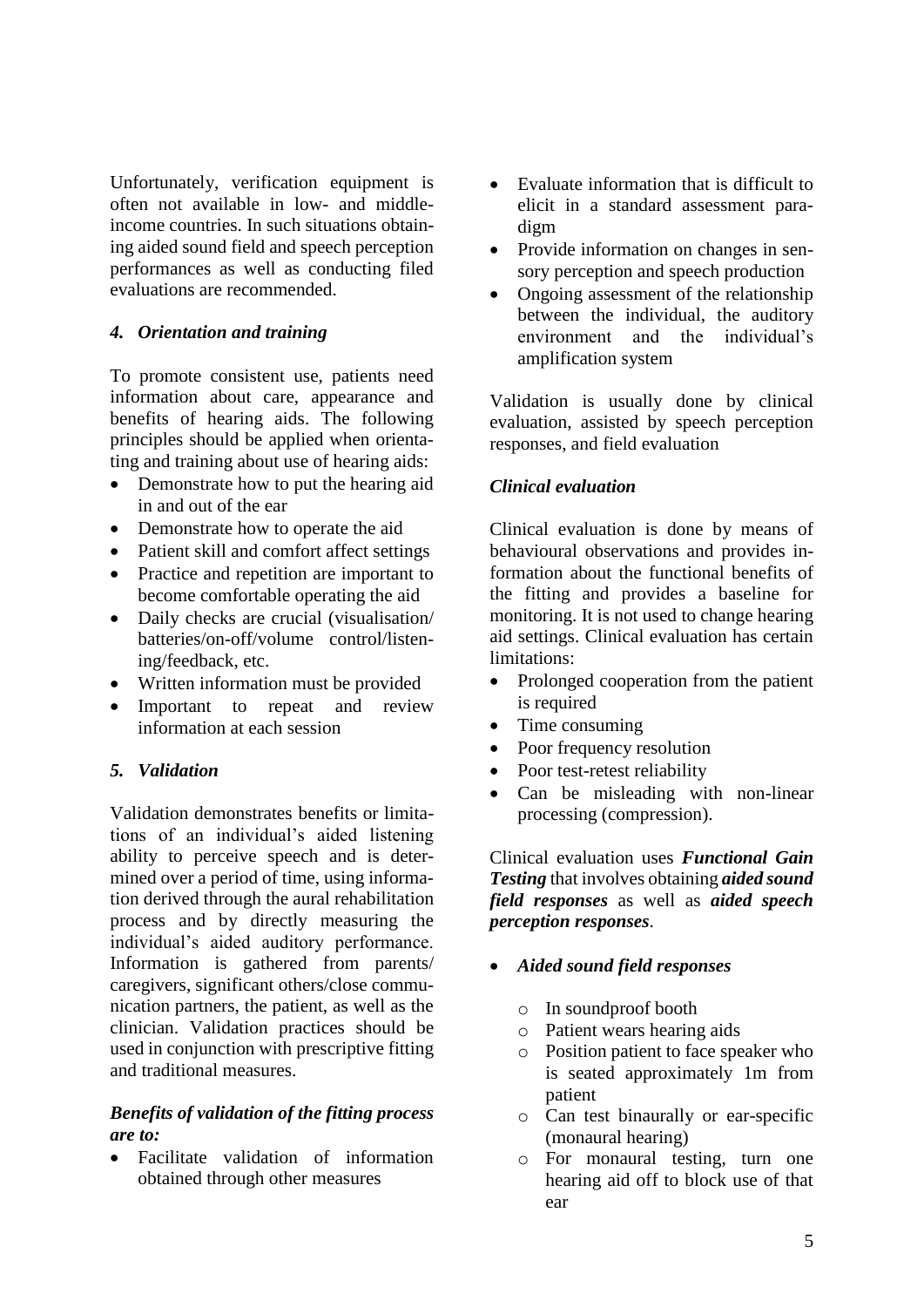Unfortunately, verification equipment is often not available in low- and middle-income countries. In such situations obtaining aided sound field and speech perception performances as well as conducting filed evaluations are recommended.

### *4. Orientation and training*

To promote consistent use, patients need information about care, appearance and benefits of hearing aids. The following principles should be applied when orientating and training about use of hearing aids:

- Demonstrate how to put the hearing aid in and out of the ear
- Demonstrate how to operate the aid
- Patient skill and comfort affect settings
- Practice and repetition are important to become comfortable operating the aid
- Daily checks are crucial (visualisation/ batteries/on-off/volume control/listening/feedback, etc.
- Written information must be provided
- Important to repeat and review information at each session

### *5. Validation*

Validation demonstrates benefits or limitations of an individual's aided listening ability to perceive speech and is determined over a period of time, using information derived through the aural rehabilitation process and by directly measuring the individual's aided auditory performance. Information is gathered from parents/ caregivers, significant others/close communication partners, the patient, as well as the clinician. Validation practices should be used in conjunction with prescriptive fitting and traditional measures.

***Benefits of validation of the fitting process are to:***

- Facilitate validation of information obtained through other measures
- Evaluate information that is difficult to elicit in a standard assessment paradigm
- Provide information on changes in sensory perception and speech production
- Ongoing assessment of the relationship between the individual, the auditory environment and the individual's amplification system

Validation is usually done by clinical evaluation, assisted by speech perception responses, and field evaluation

#### *Clinical evaluation*

Clinical evaluation is done by means of behavioural observations and provides information about the functional benefits of the fitting and provides a baseline for monitoring. It is not used to change hearing aid settings. Clinical evaluation has certain limitations:

- Prolonged cooperation from the patient is required
- Time consuming
- Poor frequency resolution
- Poor test-retest reliability
- Can be misleading with non-linear processing (compression).

Clinical evaluation uses ***Functional Gain Testing*** that involves obtaining ***aided sound field responses*** as well as ***aided speech perception responses***.

- ***Aided sound field responses***
  - In soundproof booth
  - Patient wears hearing aids
  - Position patient to face speaker who is seated approximately 1m from patient
  - Can test binaurally or ear-specific (monaural hearing)
  - For monaural testing, turn one hearing aid off to block use of that ear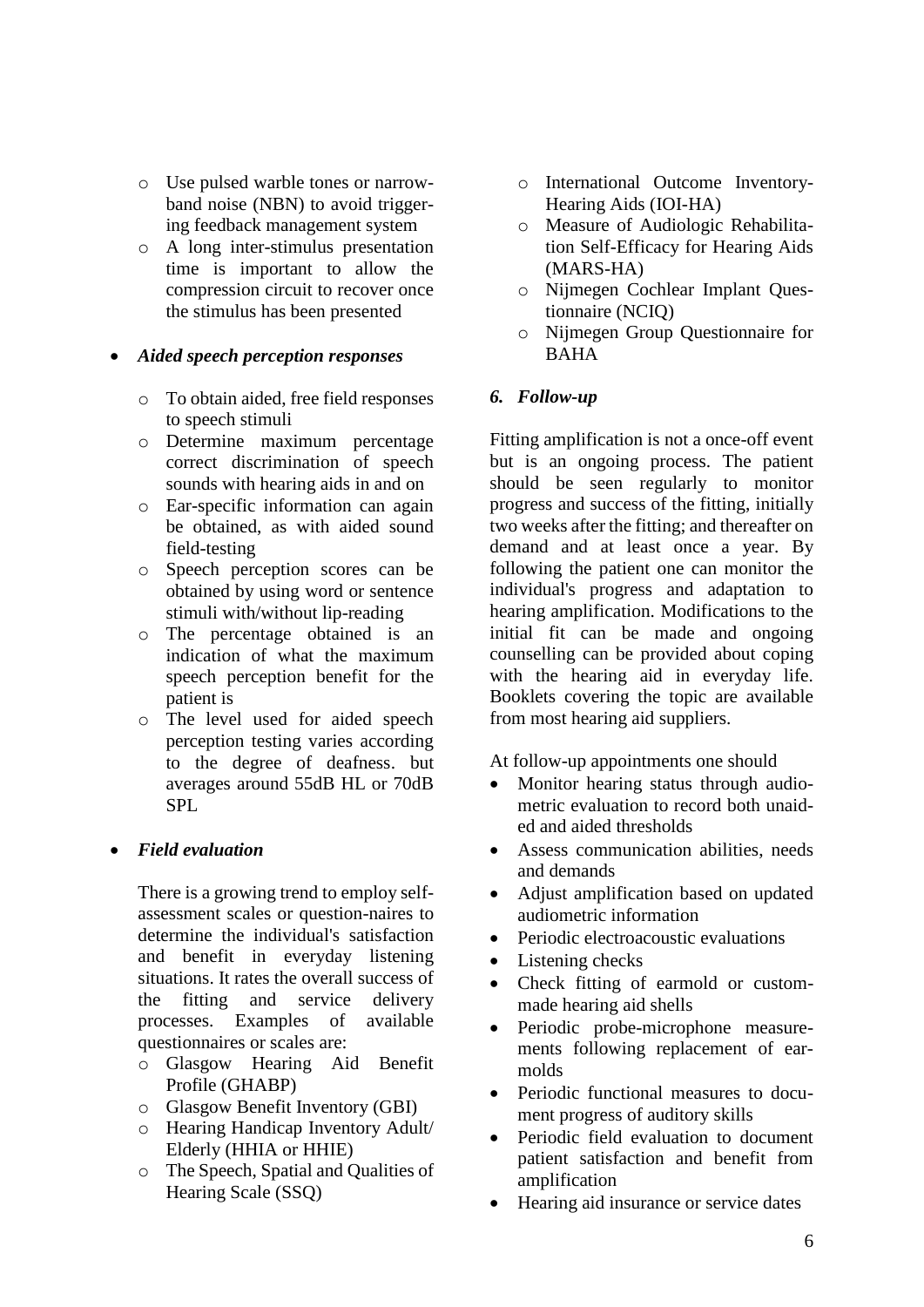- Use pulsed warble tones or narrow-band noise (NBN) to avoid triggering feedback management system
- A long inter-stimulus presentation time is important to allow the compression circuit to recover once the stimulus has been presented

- ***Aided speech perception responses***

  - To obtain aided, free field responses to speech stimuli
  - Determine maximum percentage correct discrimination of speech sounds with hearing aids in and on
  - Ear-specific information can again be obtained, as with aided sound field-testing
  - Speech perception scores can be obtained by using word or sentence stimuli with/without lip-reading
  - The percentage obtained is an indication of what the maximum speech perception benefit for the patient is
  - The level used for aided speech perception testing varies according to the degree of deafness. but averages around 55dB HL or 70dB SPL

- ***Field evaluation***

  There is a growing trend to employ self-assessment scales or question-naires to determine the individual's satisfaction and benefit in everyday listening situations. It rates the overall success of the fitting and service delivery processes. Examples of available questionnaires or scales are:
  - Glasgow Hearing Aid Benefit Profile (GHABP)
  - Glasgow Benefit Inventory (GBI)
  - Hearing Handicap Inventory Adult/ Elderly (HHIA or HHIE)
  - The Speech, Spatial and Qualities of Hearing Scale (SSQ)
  - International Outcome Inventory-Hearing Aids (IOI-HA)
  - Measure of Audiologic Rehabilitation Self-Efficacy for Hearing Aids (MARS-HA)
  - Nijmegen Cochlear Implant Questionnaire (NCIQ)
  - Nijmegen Group Questionnaire for BAHA

### *6. Follow-up*

Fitting amplification is not a once-off event but is an ongoing process. The patient should be seen regularly to monitor progress and success of the fitting, initially two weeks after the fitting; and thereafter on demand and at least once a year. By following the patient one can monitor the individual's progress and adaptation to hearing amplification. Modifications to the initial fit can be made and ongoing counselling can be provided about coping with the hearing aid in everyday life. Booklets covering the topic are available from most hearing aid suppliers.

At follow-up appointments one should

- Monitor hearing status through audiometric evaluation to record both unaided and aided thresholds
- Assess communication abilities, needs and demands
- Adjust amplification based on updated audiometric information
- Periodic electroacoustic evaluations
- Listening checks
- Check fitting of earmold or custom-made hearing aid shells
- Periodic probe-microphone measurements following replacement of earmolds
- Periodic functional measures to document progress of auditory skills
- Periodic field evaluation to document patient satisfaction and benefit from amplification
- Hearing aid insurance or service dates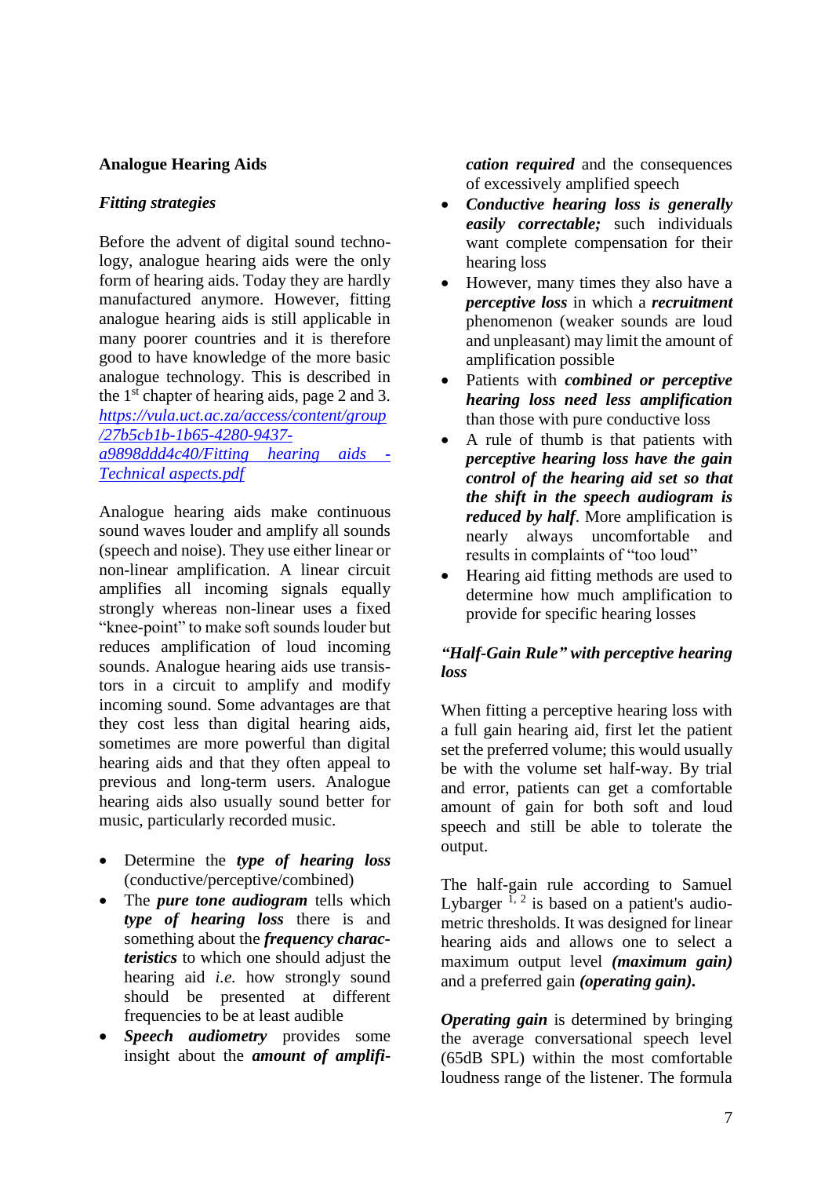**Analogue Hearing Aids**

***Fitting strategies***

Before the advent of digital sound technology, analogue hearing aids were the only form of hearing aids. Today they are hardly manufactured anymore. However, fitting analogue hearing aids is still applicable in many poorer countries and it is therefore good to have knowledge of the more basic analogue technology. This is described in the 1st chapter of hearing aids, page 2 and 3. [https://vula.uct.ac.za/access/content/group/27b5cb1b-1b65-4280-9437-a9898ddd4c40/Fitting hearing aids - Technical aspects.pdf](https://vula.uct.ac.za/access/content/group/27b5cb1b-1b65-4280-9437-a9898ddd4c40/Fitting%20hearing%20aids%20-%20Technical%20aspects.pdf)

Analogue hearing aids make continuous sound waves louder and amplify all sounds (speech and noise). They use either linear or non-linear amplification. A linear circuit amplifies all incoming signals equally strongly whereas non-linear uses a fixed "knee-point" to make soft sounds louder but reduces amplification of loud incoming sounds. Analogue hearing aids use transistors in a circuit to amplify and modify incoming sound. Some advantages are that they cost less than digital hearing aids, sometimes are more powerful than digital hearing aids and that they often appeal to previous and long-term users. Analogue hearing aids also usually sound better for music, particularly recorded music.

- Determine the ***type of hearing loss*** (conductive/perceptive/combined)
- The ***pure tone audiogram*** tells which ***type of hearing loss*** there is and something about the ***frequency characteristics*** to which one should adjust the hearing aid *i.e.* how strongly sound should be presented at different frequencies to be at least audible
- ***Speech audiometry*** provides some insight about the ***amount of amplification required*** and the consequences of excessively amplified speech
- ***Conductive hearing loss is generally easily correctable;*** such individuals want complete compensation for their hearing loss
- However, many times they also have a ***perceptive loss*** in which a ***recruitment*** phenomenon (weaker sounds are loud and unpleasant) may limit the amount of amplification possible
- Patients with ***combined or perceptive hearing loss need less amplification*** than those with pure conductive loss
- A rule of thumb is that patients with ***perceptive hearing loss have the gain control of the hearing aid set so that the shift in the speech audiogram is reduced by half***. More amplification is nearly always uncomfortable and results in complaints of "too loud"
- Hearing aid fitting methods are used to determine how much amplification to provide for specific hearing losses

***"Half-Gain Rule" with perceptive hearing loss***

When fitting a perceptive hearing loss with a full gain hearing aid, first let the patient set the preferred volume; this would usually be with the volume set half-way. By trial and error, patients can get a comfortable amount of gain for both soft and loud speech and still be able to tolerate the output.

The half-gain rule according to Samuel Lybarger [1, 2] is based on a patient's audiometric thresholds. It was designed for linear hearing aids and allows one to select a maximum output level ***(maximum gain)*** and a preferred gain ***(operating gain).***

***Operating gain*** is determined by bringing the average conversational speech level (65dB SPL) within the most comfortable loudness range of the listener. The formula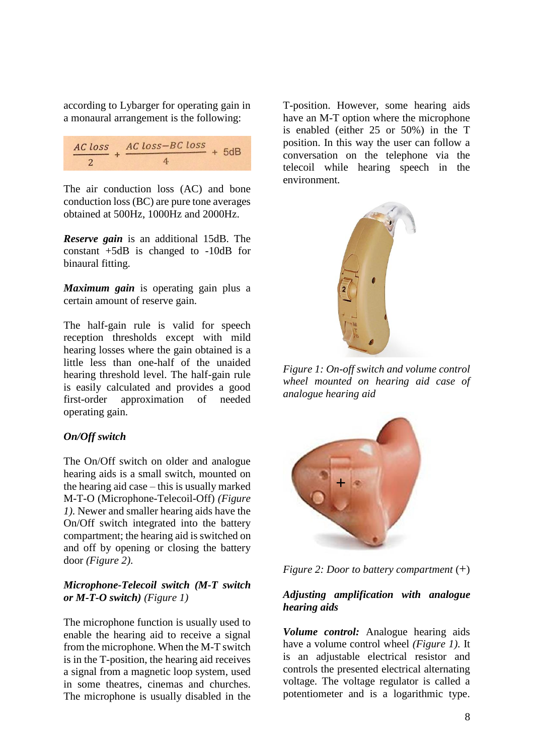according to Lybarger for operating gain in a monaural arrangement is the following:

$$\frac{AC\ loss}{2} + \frac{AC\ loss - BC\ loss}{4} + 5dB$$

The air conduction loss (AC) and bone conduction loss (BC) are pure tone averages obtained at 500Hz, 1000Hz and 2000Hz.

***Reserve gain*** is an additional 15dB. The constant +5dB is changed to -10dB for binaural fitting.

***Maximum gain*** is operating gain plus a certain amount of reserve gain.

The half-gain rule is valid for speech reception thresholds except with mild hearing losses where the gain obtained is a little less than one-half of the unaided hearing threshold level. The half-gain rule is easily calculated and provides a good first-order approximation of needed operating gain.

***On/Off switch***

The On/Off switch on older and analogue hearing aids is a small switch, mounted on the hearing aid case – this is usually marked M-T-O (Microphone-Telecoil-Off) *(Figure 1)*. Newer and smaller hearing aids have the On/Off switch integrated into the battery compartment; the hearing aid is switched on and off by opening or closing the battery door *(Figure 2)*.

***Microphone-Telecoil switch (M-T switch or M-T-O switch)*** *(Figure 1)*

The microphone function is usually used to enable the hearing aid to receive a signal from the microphone. When the M-T switch is in the T-position, the hearing aid receives a signal from a magnetic loop system, used in some theatres, cinemas and churches. The microphone is usually disabled in the T-position. However, some hearing aids have an M-T option where the microphone is enabled (either 25 or 50%) in the T position. In this way the user can follow a conversation on the telephone via the telecoil while hearing speech in the environment.

*Figure 1: On-off switch and volume control wheel mounted on hearing aid case of analogue hearing aid*

*Figure 2: Door to battery compartment* (+)

***Adjusting amplification with analogue hearing aids***

***Volume control:*** Analogue hearing aids have a volume control wheel *(Figure 1)*. It is an adjustable electrical resistor and controls the presented electrical alternating voltage. The voltage regulator is called a potentiometer and is a logarithmic type.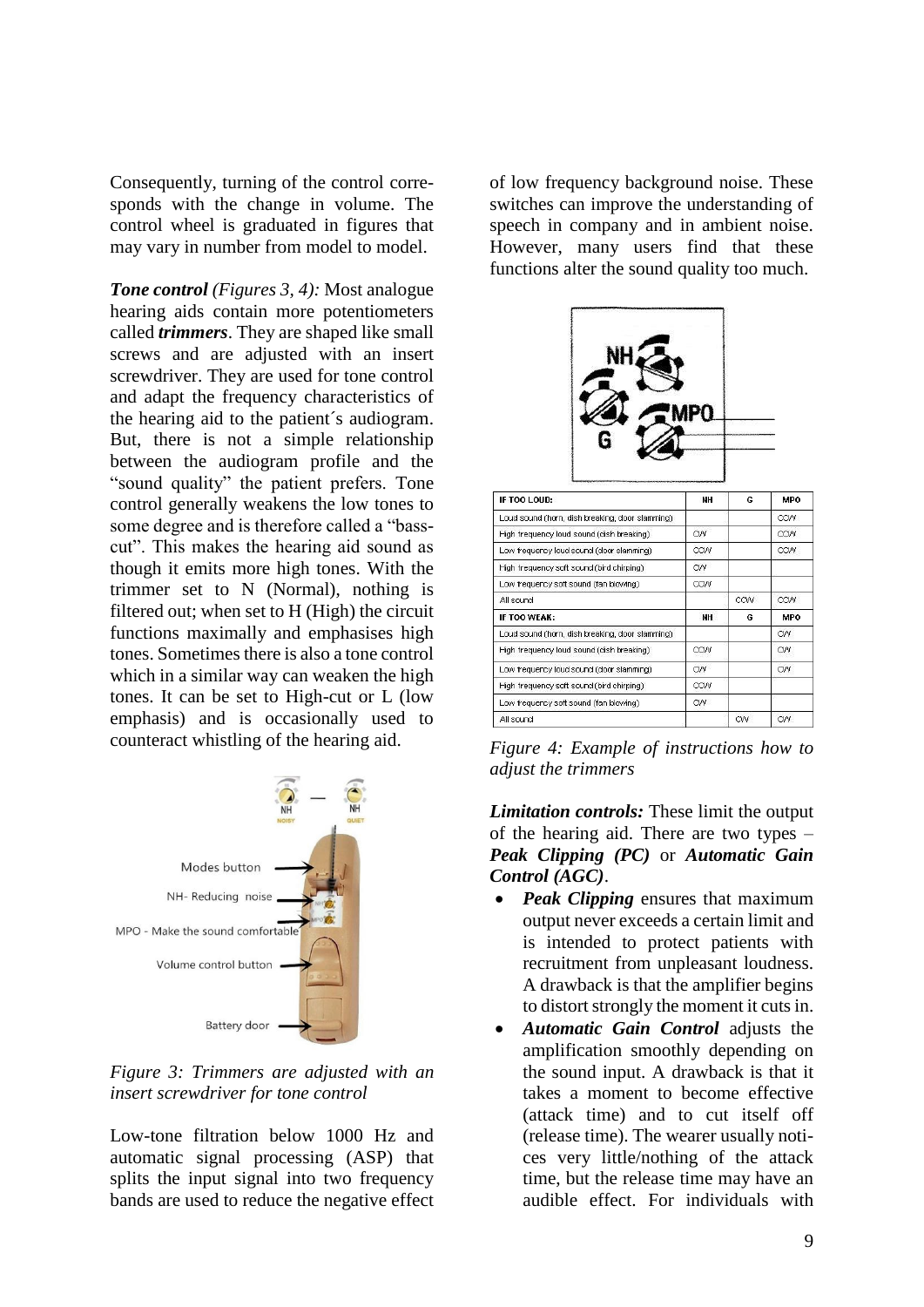Consequently, turning of the control corresponds with the change in volume. The control wheel is graduated in figures that may vary in number from model to model.

***Tone control*** *(Figures 3, 4):* Most analogue hearing aids contain more potentiometers called ***trimmers***. They are shaped like small screws and are adjusted with an insert screwdriver. They are used for tone control and adapt the frequency characteristics of the hearing aid to the patient´s audiogram. But, there is not a simple relationship between the audiogram profile and the "sound quality" the patient prefers. Tone control generally weakens the low tones to some degree and is therefore called a "bass-cut". This makes the hearing aid sound as though it emits more high tones. With the trimmer set to N (Normal), nothing is filtered out; when set to H (High) the circuit functions maximally and emphasises high tones. Sometimes there is also a tone control which in a similar way can weaken the high tones. It can be set to High-cut or L (low emphasis) and is occasionally used to counteract whistling of the hearing aid.

*Figure 3: Trimmers are adjusted with an insert screwdriver for tone control*

Low-tone filtration below 1000 Hz and automatic signal processing (ASP) that splits the input signal into two frequency bands are used to reduce the negative effect of low frequency background noise. These switches can improve the understanding of speech in company and in ambient noise. However, many users find that these functions alter the sound quality too much.

| IF TOO LOUD: | NH | G | MPO |
|---|---|---|---|
| Loud sound (horn, dish breaking, door slamming) | | | CCW |
| High frequency loud sound (dish breaking) | CW | | CCW |
| Low frequency loud sound (door slamming) | CCW | | CCW |
| High frequency soft sound (bird chirping) | CW | | |
| Low frequency soft sound (fan blowing) | CCW | | |
| All sound | | CCW | CCW |
| **IF TOO WEAK:** | **NH** | **G** | **MPO** |
| Loud sound (horn, dish breaking, door slamming) | | | CW |
| High frequency loud sound (dish breaking) | CCW | | CW |
| Low frequency loud sound (door slamming) | CW | | CW |
| High frequency soft sound (bird chirping) | CCW | | |
| Low frequency soft sound (fan blowing) | CW | | |
| All sound | | CW | CW |

*Figure 4: Example of instructions how to adjust the trimmers*

***Limitation controls:*** These limit the output of the hearing aid. There are two types – ***Peak Clipping (PC)*** or ***Automatic Gain Control (AGC)***.

- ***Peak Clipping*** ensures that maximum output never exceeds a certain limit and is intended to protect patients with recruitment from unpleasant loudness. A drawback is that the amplifier begins to distort strongly the moment it cuts in.
- ***Automatic Gain Control*** adjusts the amplification smoothly depending on the sound input. A drawback is that it takes a moment to become effective (attack time) and to cut itself off (release time). The wearer usually notices very little/nothing of the attack time, but the release time may have an audible effect. For individuals with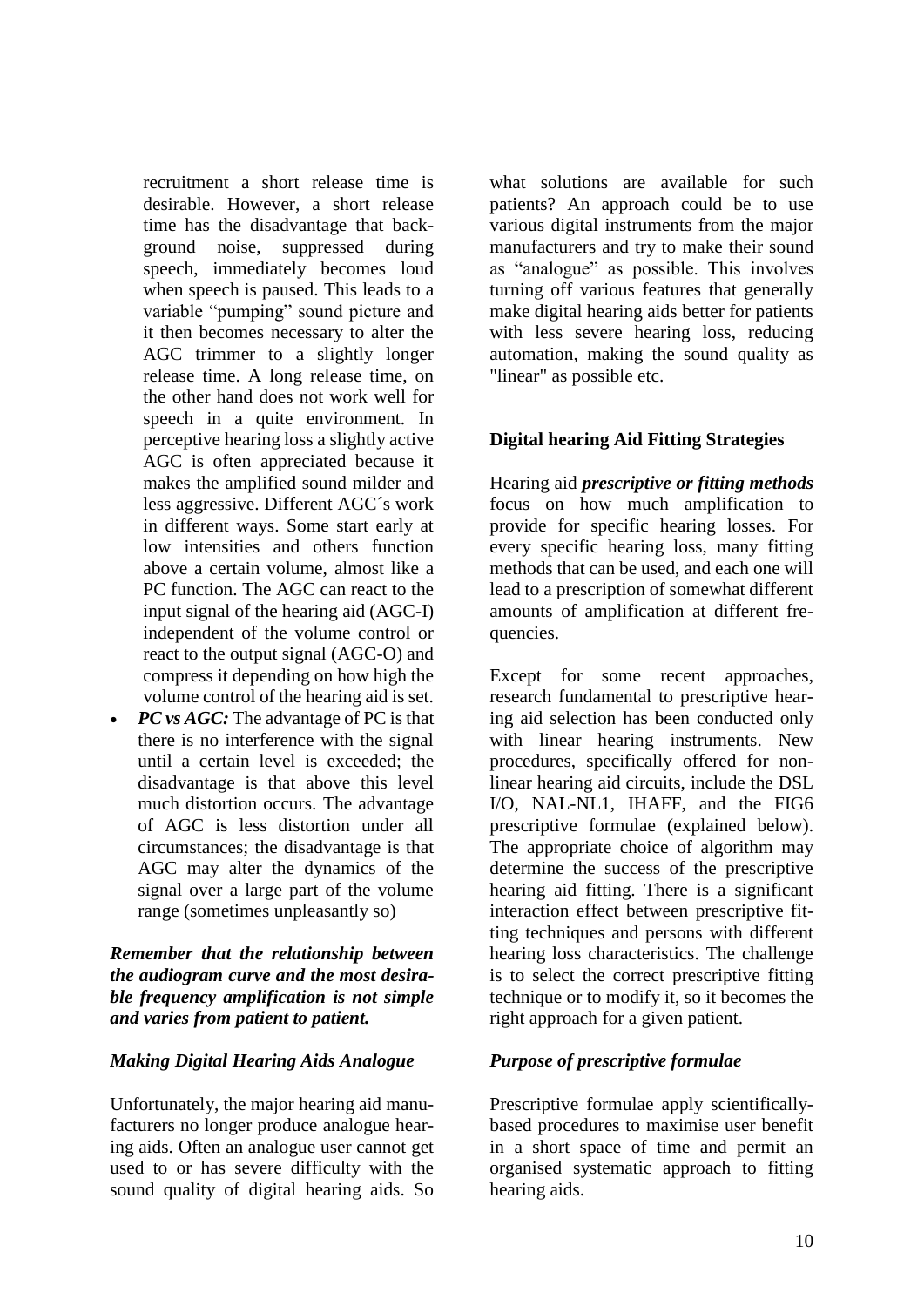recruitment a short release time is desirable. However, a short release time has the disadvantage that background noise, suppressed during speech, immediately becomes loud when speech is paused. This leads to a variable "pumping" sound picture and it then becomes necessary to alter the AGC trimmer to a slightly longer release time. A long release time, on the other hand does not work well for speech in a quite environment. In perceptive hearing loss a slightly active AGC is often appreciated because it makes the amplified sound milder and less aggressive. Different AGC´s work in different ways. Some start early at low intensities and others function above a certain volume, almost like a PC function. The AGC can react to the input signal of the hearing aid (AGC-I) independent of the volume control or react to the output signal (AGC-O) and compress it depending on how high the volume control of the hearing aid is set.

- ***PC vs AGC:*** The advantage of PC is that there is no interference with the signal until a certain level is exceeded; the disadvantage is that above this level much distortion occurs. The advantage of AGC is less distortion under all circumstances; the disadvantage is that AGC may alter the dynamics of the signal over a large part of the volume range (sometimes unpleasantly so)

***Remember that the relationship between the audiogram curve and the most desirable frequency amplification is not simple and varies from patient to patient.***

### *Making Digital Hearing Aids Analogue*

Unfortunately, the major hearing aid manufacturers no longer produce analogue hearing aids. Often an analogue user cannot get used to or has severe difficulty with the sound quality of digital hearing aids. So what solutions are available for such patients? An approach could be to use various digital instruments from the major manufacturers and try to make their sound as "analogue" as possible. This involves turning off various features that generally make digital hearing aids better for patients with less severe hearing loss, reducing automation, making the sound quality as "linear" as possible etc.

## Digital hearing Aid Fitting Strategies

Hearing aid ***prescriptive or fitting methods*** focus on how much amplification to provide for specific hearing losses. For every specific hearing loss, many fitting methods that can be used, and each one will lead to a prescription of somewhat different amounts of amplification at different frequencies.

Except for some recent approaches, research fundamental to prescriptive hearing aid selection has been conducted only with linear hearing instruments. New procedures, specifically offered for non-linear hearing aid circuits, include the DSL I/O, NAL-NL1, IHAFF, and the FIG6 prescriptive formulae (explained below). The appropriate choice of algorithm may determine the success of the prescriptive hearing aid fitting. There is a significant interaction effect between prescriptive fitting techniques and persons with different hearing loss characteristics. The challenge is to select the correct prescriptive fitting technique or to modify it, so it becomes the right approach for a given patient.

### *Purpose of prescriptive formulae*

Prescriptive formulae apply scientifically-based procedures to maximise user benefit in a short space of time and permit an organised systematic approach to fitting hearing aids.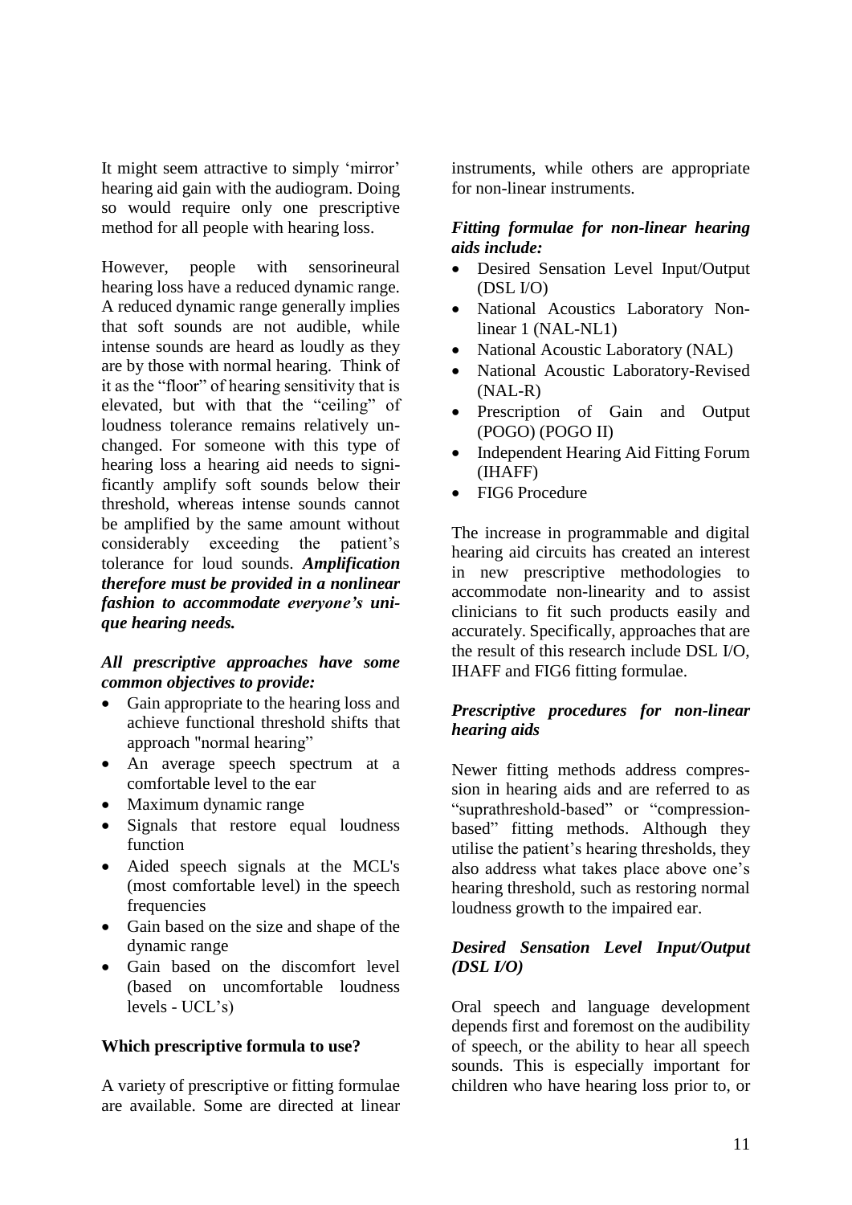It might seem attractive to simply 'mirror' hearing aid gain with the audiogram. Doing so would require only one prescriptive method for all people with hearing loss.

However, people with sensorineural hearing loss have a reduced dynamic range. A reduced dynamic range generally implies that soft sounds are not audible, while intense sounds are heard as loudly as they are by those with normal hearing. Think of it as the "floor" of hearing sensitivity that is elevated, but with that the "ceiling" of loudness tolerance remains relatively unchanged. For someone with this type of hearing loss a hearing aid needs to significantly amplify soft sounds below their threshold, whereas intense sounds cannot be amplified by the same amount without considerably exceeding the patient's tolerance for loud sounds. ***Amplification therefore must be provided in a nonlinear fashion to accommodate everyone's unique hearing needs.***

***All prescriptive approaches have some common objectives to provide:***

- Gain appropriate to the hearing loss and achieve functional threshold shifts that approach "normal hearing"
- An average speech spectrum at a comfortable level to the ear
- Maximum dynamic range
- Signals that restore equal loudness function
- Aided speech signals at the MCL's (most comfortable level) in the speech frequencies
- Gain based on the size and shape of the dynamic range
- Gain based on the discomfort level (based on uncomfortable loudness levels - UCL's)

**Which prescriptive formula to use?**

A variety of prescriptive or fitting formulae are available. Some are directed at linear instruments, while others are appropriate for non-linear instruments.

***Fitting formulae for non-linear hearing aids include:***

- Desired Sensation Level Input/Output (DSL I/O)
- National Acoustics Laboratory Non-linear 1 (NAL-NL1)
- National Acoustic Laboratory (NAL)
- National Acoustic Laboratory-Revised (NAL-R)
- Prescription of Gain and Output (POGO) (POGO II)
- Independent Hearing Aid Fitting Forum (IHAFF)
- FIG6 Procedure

The increase in programmable and digital hearing aid circuits has created an interest in new prescriptive methodologies to accommodate non-linearity and to assist clinicians to fit such products easily and accurately. Specifically, approaches that are the result of this research include DSL I/O, IHAFF and FIG6 fitting formulae.

***Prescriptive procedures for non-linear hearing aids***

Newer fitting methods address compression in hearing aids and are referred to as "suprathreshold-based" or "compression-based" fitting methods. Although they utilise the patient's hearing thresholds, they also address what takes place above one's hearing threshold, such as restoring normal loudness growth to the impaired ear.

***Desired Sensation Level Input/Output (DSL I/O)***

Oral speech and language development depends first and foremost on the audibility of speech, or the ability to hear all speech sounds. This is especially important for children who have hearing loss prior to, or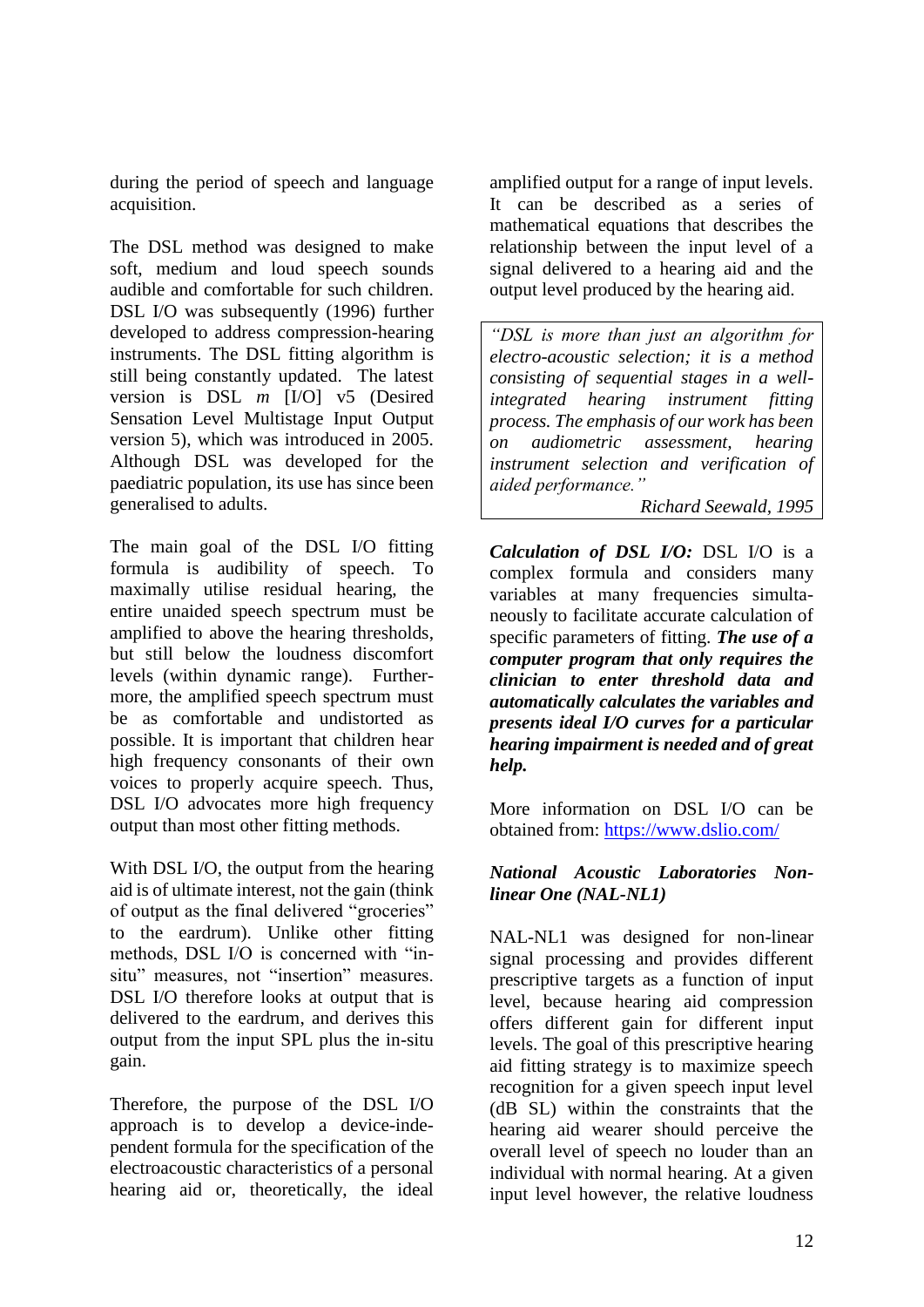during the period of speech and language acquisition.

The DSL method was designed to make soft, medium and loud speech sounds audible and comfortable for such children. DSL I/O was subsequently (1996) further developed to address compression-hearing instruments. The DSL fitting algorithm is still being constantly updated. The latest version is DSL *m* [I/O] v5 (Desired Sensation Level Multistage Input Output version 5), which was introduced in 2005. Although DSL was developed for the paediatric population, its use has since been generalised to adults.

The main goal of the DSL I/O fitting formula is audibility of speech. To maximally utilise residual hearing, the entire unaided speech spectrum must be amplified to above the hearing thresholds, but still below the loudness discomfort levels (within dynamic range). Furthermore, the amplified speech spectrum must be as comfortable and undistorted as possible. It is important that children hear high frequency consonants of their own voices to properly acquire speech. Thus, DSL I/O advocates more high frequency output than most other fitting methods.

With DSL I/O, the output from the hearing aid is of ultimate interest, not the gain (think of output as the final delivered "groceries" to the eardrum). Unlike other fitting methods, DSL I/O is concerned with "in-situ" measures, not "insertion" measures. DSL I/O therefore looks at output that is delivered to the eardrum, and derives this output from the input SPL plus the in-situ gain.

Therefore, the purpose of the DSL I/O approach is to develop a device-independent formula for the specification of the electroacoustic characteristics of a personal hearing aid or, theoretically, the ideal amplified output for a range of input levels. It can be described as a series of mathematical equations that describes the relationship between the input level of a signal delivered to a hearing aid and the output level produced by the hearing aid.

> *"DSL is more than just an algorithm for electro-acoustic selection; it is a method consisting of sequential stages in a well-integrated hearing instrument fitting process. The emphasis of our work has been on audiometric assessment, hearing instrument selection and verification of aided performance."*
>
> *Richard Seewald, 1995*

***Calculation of DSL I/O:*** DSL I/O is a complex formula and considers many variables at many frequencies simultaneously to facilitate accurate calculation of specific parameters of fitting. ***The use of a computer program that only requires the clinician to enter threshold data and automatically calculates the variables and presents ideal I/O curves for a particular hearing impairment is needed and of great help.***

More information on DSL I/O can be obtained from: https://www.dslio.com/

***National Acoustic Laboratories Non-linear One (NAL-NL1)***

NAL-NL1 was designed for non-linear signal processing and provides different prescriptive targets as a function of input level, because hearing aid compression offers different gain for different input levels. The goal of this prescriptive hearing aid fitting strategy is to maximize speech recognition for a given speech input level (dB SL) within the constraints that the hearing aid wearer should perceive the overall level of speech no louder than an individual with normal hearing. At a given input level however, the relative loudness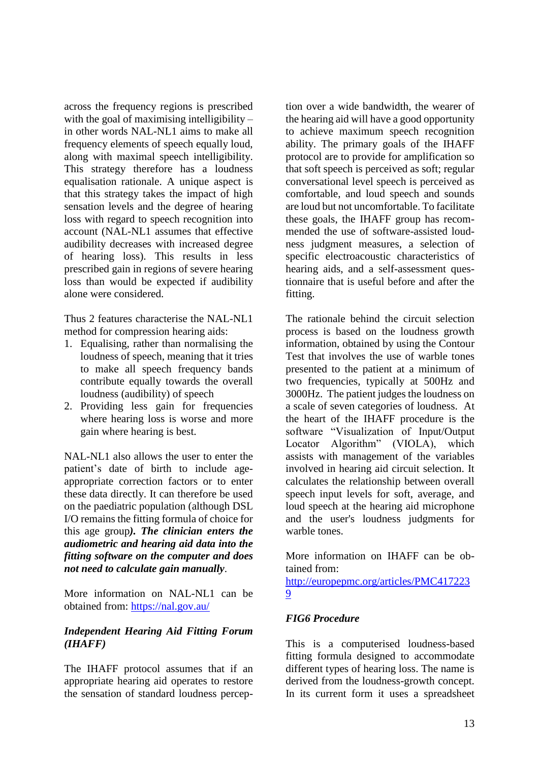across the frequency regions is prescribed with the goal of maximising intelligibility – in other words NAL-NL1 aims to make all frequency elements of speech equally loud, along with maximal speech intelligibility. This strategy therefore has a loudness equalisation rationale. A unique aspect is that this strategy takes the impact of high sensation levels and the degree of hearing loss with regard to speech recognition into account (NAL-NL1 assumes that effective audibility decreases with increased degree of hearing loss). This results in less prescribed gain in regions of severe hearing loss than would be expected if audibility alone were considered.

Thus 2 features characterise the NAL-NL1 method for compression hearing aids:

1. Equalising, rather than normalising the loudness of speech, meaning that it tries to make all speech frequency bands contribute equally towards the overall loudness (audibility) of speech
2. Providing less gain for frequencies where hearing loss is worse and more gain where hearing is best.

NAL-NL1 also allows the user to enter the patient's date of birth to include age-appropriate correction factors or to enter these data directly. It can therefore be used on the paediatric population (although DSL I/O remains the fitting formula of choice for this age group***). The clinician enters the audiometric and hearing aid data into the fitting software on the computer and does not need to calculate gain manually***.

More information on NAL-NL1 can be obtained from: https://nal.gov.au/

***Independent Hearing Aid Fitting Forum (IHAFF)***

The IHAFF protocol assumes that if an appropriate hearing aid operates to restore the sensation of standard loudness perception over a wide bandwidth, the wearer of the hearing aid will have a good opportunity to achieve maximum speech recognition ability. The primary goals of the IHAFF protocol are to provide for amplification so that soft speech is perceived as soft; regular conversational level speech is perceived as comfortable, and loud speech and sounds are loud but not uncomfortable. To facilitate these goals, the IHAFF group has recommended the use of software-assisted loudness judgment measures, a selection of specific electroacoustic characteristics of hearing aids, and a self-assessment questionnaire that is useful before and after the fitting.

The rationale behind the circuit selection process is based on the loudness growth information, obtained by using the Contour Test that involves the use of warble tones presented to the patient at a minimum of two frequencies, typically at 500Hz and 3000Hz. The patient judges the loudness on a scale of seven categories of loudness. At the heart of the IHAFF procedure is the software "Visualization of Input/Output Locator Algorithm" (VIOLA), which assists with management of the variables involved in hearing aid circuit selection. It calculates the relationship between overall speech input levels for soft, average, and loud speech at the hearing aid microphone and the user's loudness judgments for warble tones.

More information on IHAFF can be obtained from: http://europepmc.org/articles/PMC4172239

***FIG6 Procedure***

This is a computerised loudness-based fitting formula designed to accommodate different types of hearing loss. The name is derived from the loudness-growth concept. In its current form it uses a spreadsheet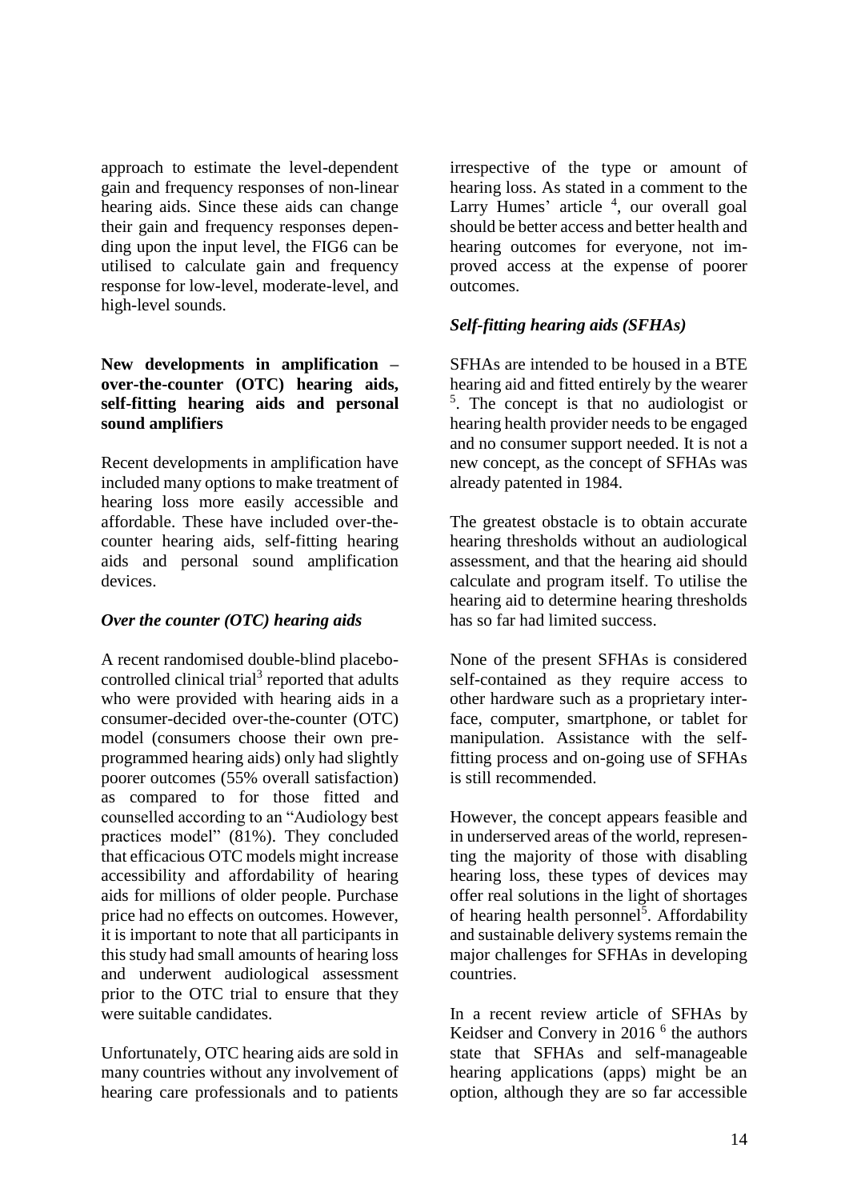approach to estimate the level-dependent gain and frequency responses of non-linear hearing aids. Since these aids can change their gain and frequency responses depending upon the input level, the FIG6 can be utilised to calculate gain and frequency response for low-level, moderate-level, and high-level sounds.

**New developments in amplification – over-the-counter (OTC) hearing aids, self-fitting hearing aids and personal sound amplifiers**

Recent developments in amplification have included many options to make treatment of hearing loss more easily accessible and affordable. These have included over-the-counter hearing aids, self-fitting hearing aids and personal sound amplification devices.

***Over the counter (OTC) hearing aids***

A recent randomised double-blind placebo-controlled clinical trial[3] reported that adults who were provided with hearing aids in a consumer-decided over-the-counter (OTC) model (consumers choose their own pre-programmed hearing aids) only had slightly poorer outcomes (55% overall satisfaction) as compared to for those fitted and counselled according to an "Audiology best practices model" (81%). They concluded that efficacious OTC models might increase accessibility and affordability of hearing aids for millions of older people. Purchase price had no effects on outcomes. However, it is important to note that all participants in this study had small amounts of hearing loss and underwent audiological assessment prior to the OTC trial to ensure that they were suitable candidates.

Unfortunately, OTC hearing aids are sold in many countries without any involvement of hearing care professionals and to patients irrespective of the type or amount of hearing loss. As stated in a comment to the Larry Humes' article [4], our overall goal should be better access and better health and hearing outcomes for everyone, not improved access at the expense of poorer outcomes.

***Self-fitting hearing aids (SFHAs)***

SFHAs are intended to be housed in a BTE hearing aid and fitted entirely by the wearer [5]. The concept is that no audiologist or hearing health provider needs to be engaged and no consumer support needed. It is not a new concept, as the concept of SFHAs was already patented in 1984.

The greatest obstacle is to obtain accurate hearing thresholds without an audiological assessment, and that the hearing aid should calculate and program itself. To utilise the hearing aid to determine hearing thresholds has so far had limited success.

None of the present SFHAs is considered self-contained as they require access to other hardware such as a proprietary interface, computer, smartphone, or tablet for manipulation. Assistance with the self-fitting process and on-going use of SFHAs is still recommended.

However, the concept appears feasible and in underserved areas of the world, representing the majority of those with disabling hearing loss, these types of devices may offer real solutions in the light of shortages of hearing health personnel[5]. Affordability and sustainable delivery systems remain the major challenges for SFHAs in developing countries.

In a recent review article of SFHAs by Keidser and Convery in 2016 [6] the authors state that SFHAs and self-manageable hearing applications (apps) might be an option, although they are so far accessible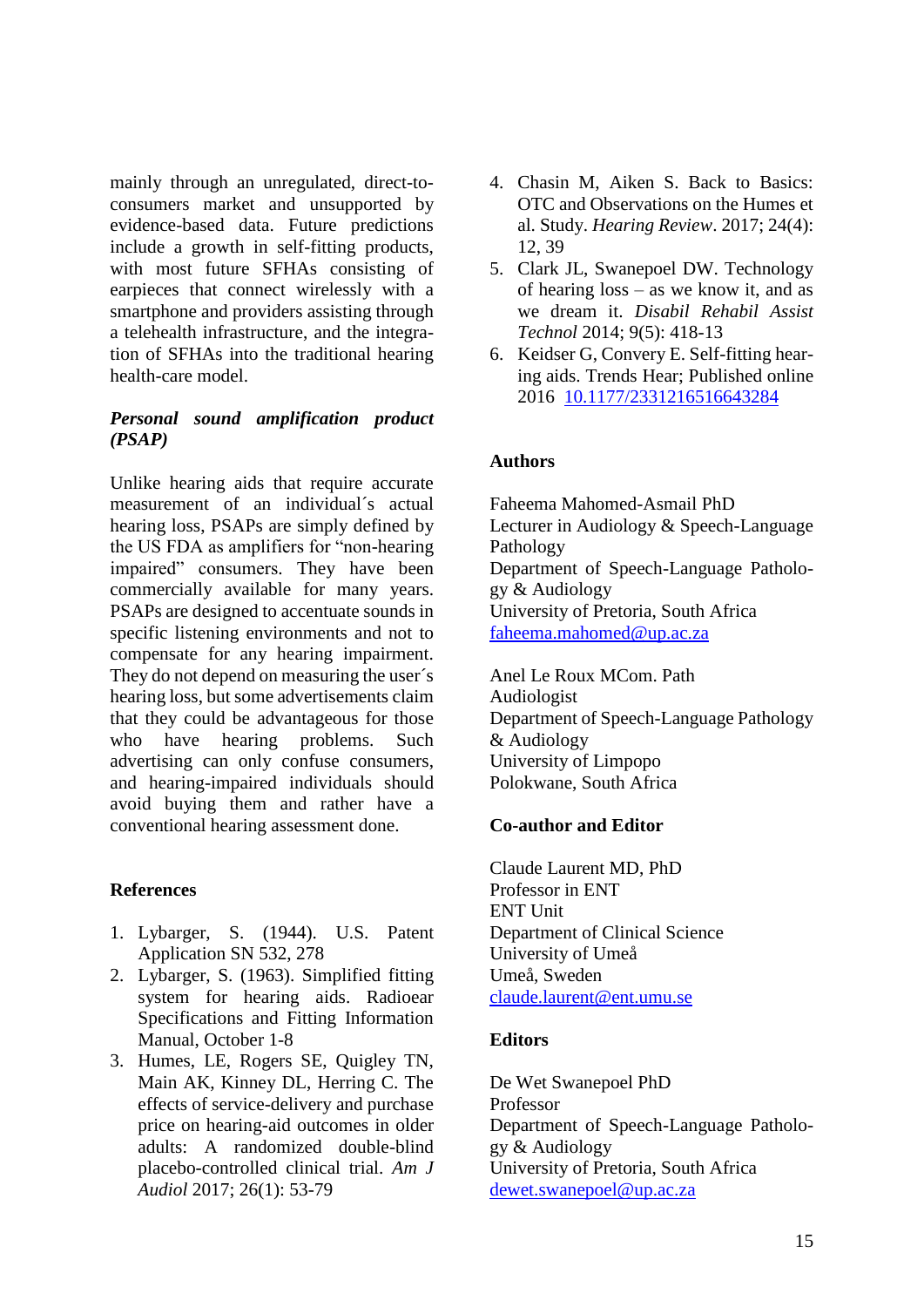mainly through an unregulated, direct-to-consumers market and unsupported by evidence-based data. Future predictions include a growth in self-fitting products, with most future SFHAs consisting of earpieces that connect wirelessly with a smartphone and providers assisting through a telehealth infrastructure, and the integration of SFHAs into the traditional hearing health-care model.

### *Personal sound amplification product (PSAP)*

Unlike hearing aids that require accurate measurement of an individual´s actual hearing loss, PSAPs are simply defined by the US FDA as amplifiers for "non-hearing impaired" consumers. They have been commercially available for many years. PSAPs are designed to accentuate sounds in specific listening environments and not to compensate for any hearing impairment. They do not depend on measuring the user´s hearing loss, but some advertisements claim that they could be advantageous for those who have hearing problems. Such advertising can only confuse consumers, and hearing-impaired individuals should avoid buying them and rather have a conventional hearing assessment done.

## References

1. Lybarger, S. (1944). U.S. Patent Application SN 532, 278
2. Lybarger, S. (1963). Simplified fitting system for hearing aids. Radioear Specifications and Fitting Information Manual, October 1-8
3. Humes, LE, Rogers SE, Quigley TN, Main AK, Kinney DL, Herring C. The effects of service-delivery and purchase price on hearing-aid outcomes in older adults: A randomized double-blind placebo-controlled clinical trial. *Am J Audiol* 2017; 26(1): 53-79
4. Chasin M, Aiken S. Back to Basics: OTC and Observations on the Humes et al. Study. *Hearing Review*. 2017; 24(4): 12, 39
5. Clark JL, Swanepoel DW. Technology of hearing loss – as we know it, and as we dream it. *Disabil Rehabil Assist Technol* 2014; 9(5): 418-13
6. Keidser G, Convery E. Self-fitting hearing aids. Trends Hear; Published online 2016 [10.1177/2331216516643284](https://doi.org/10.1177/2331216516643284)

## Authors

Faheema Mahomed-Asmail PhD
Lecturer in Audiology & Speech-Language Pathology
Department of Speech-Language Pathology & Audiology
University of Pretoria, South Africa
faheema.mahomed@up.ac.za

Anel Le Roux MCom. Path
Audiologist
Department of Speech-Language Pathology & Audiology
University of Limpopo
Polokwane, South Africa

## Co-author and Editor

Claude Laurent MD, PhD
Professor in ENT
ENT Unit
Department of Clinical Science
University of Umeå
Umeå, Sweden
claude.laurent@ent.umu.se

## Editors

De Wet Swanepoel PhD
Professor
Department of Speech-Language Pathology & Audiology
University of Pretoria, South Africa
dewet.swanepoel@up.ac.za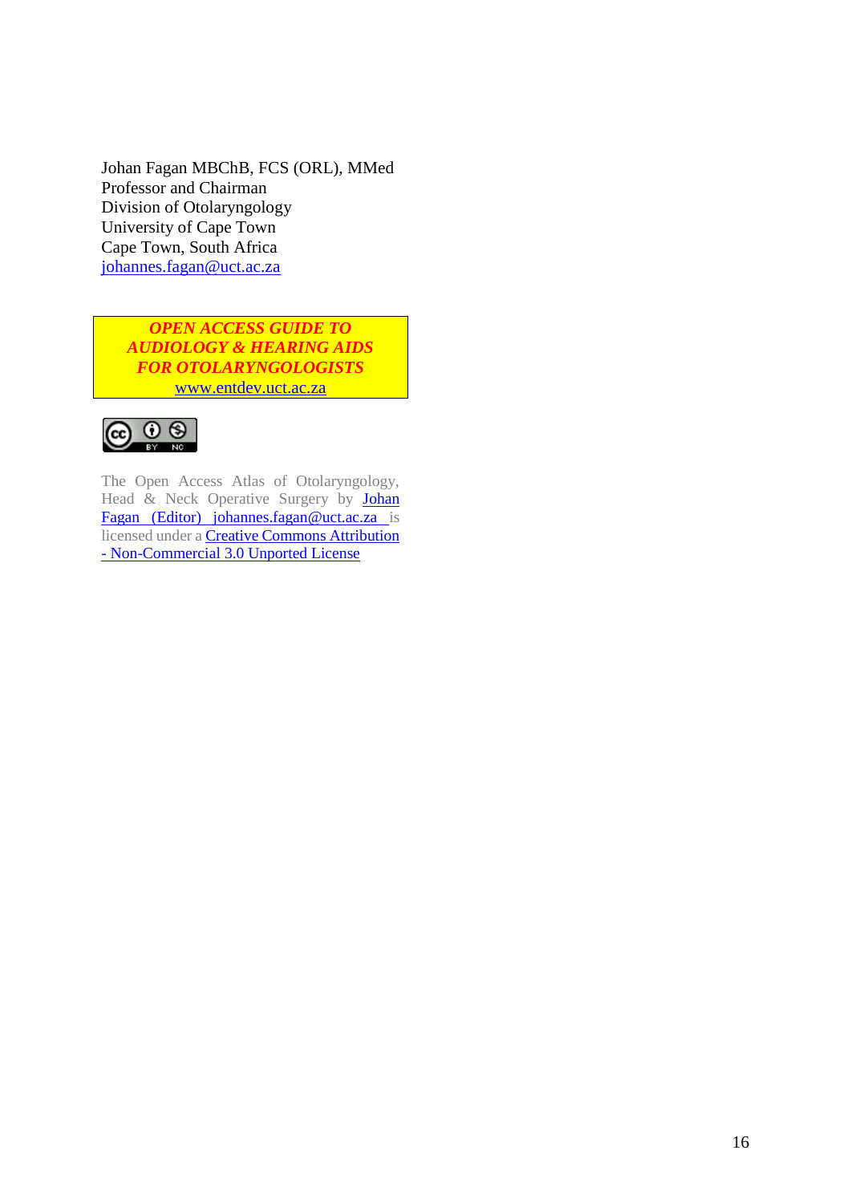Johan Fagan MBChB, FCS (ORL), MMed
Professor and Chairman
Division of Otolaryngology
University of Cape Town
Cape Town, South Africa
johannes.fagan@uct.ac.za

***OPEN ACCESS GUIDE TO AUDIOLOGY & HEARING AIDS FOR OTOLARYNGOLOGISTS***
www.entdev.uct.ac.za

The Open Access Atlas of Otolaryngology, Head & Neck Operative Surgery by Johan Fagan (Editor) johannes.fagan@uct.ac.za is licensed under a Creative Commons Attribution - Non-Commercial 3.0 Unported License